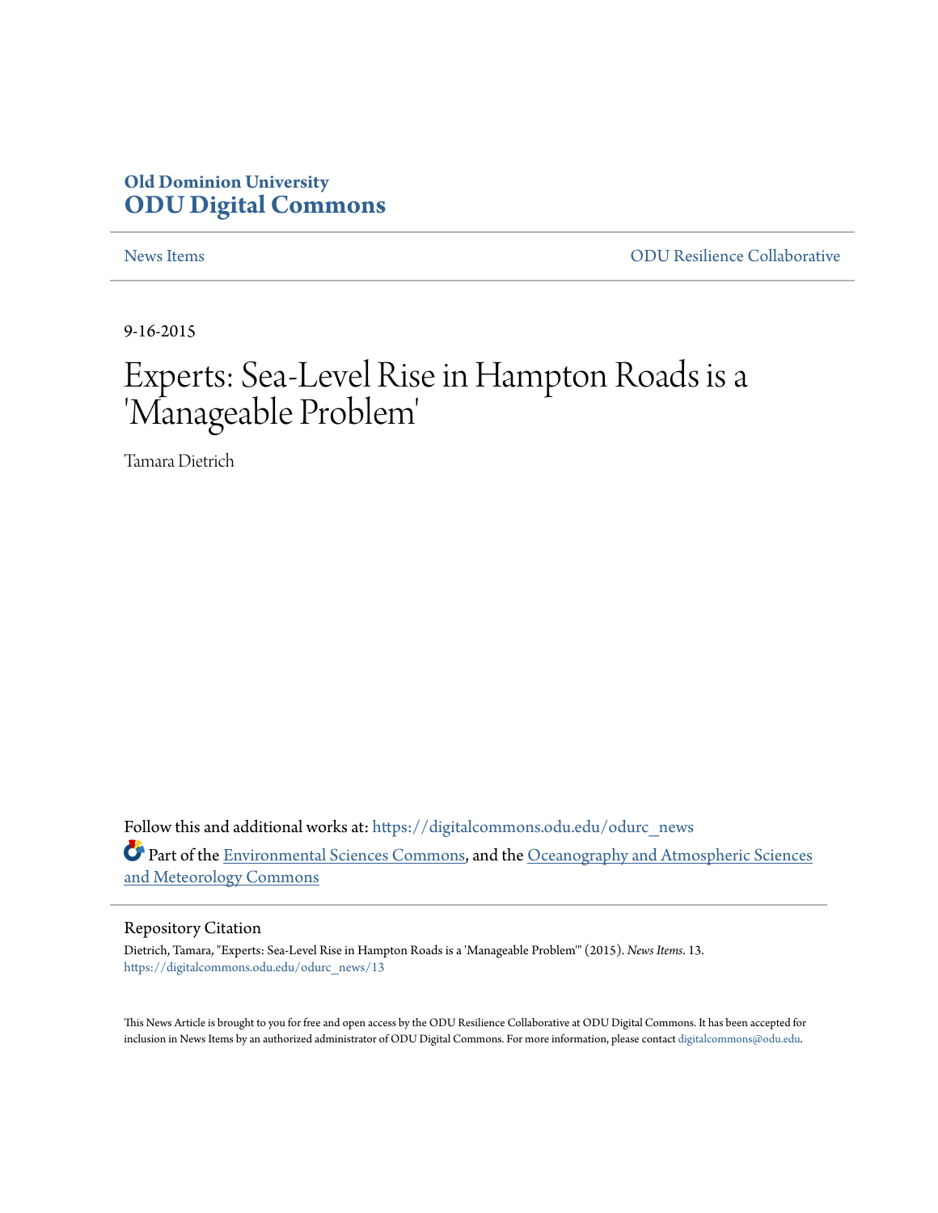**Old Dominion University**
**ODU Digital Commons**

News Items | ODU Resilience Collaborative

9-16-2015

# Experts: Sea-Level Rise in Hampton Roads is a 'Manageable Problem'

Tamara Dietrich

Follow this and additional works at: https://digitalcommons.odu.edu/odurc_news

Part of the Environmental Sciences Commons, and the Oceanography and Atmospheric Sciences and Meteorology Commons

## Repository Citation

Dietrich, Tamara, "Experts: Sea-Level Rise in Hampton Roads is a 'Manageable Problem'" (2015). *News Items*. 13.
https://digitalcommons.odu.edu/odurc_news/13

This News Article is brought to you for free and open access by the ODU Resilience Collaborative at ODU Digital Commons. It has been accepted for inclusion in News Items by an authorized administrator of ODU Digital Commons. For more information, please contact digitalcommons@odu.edu.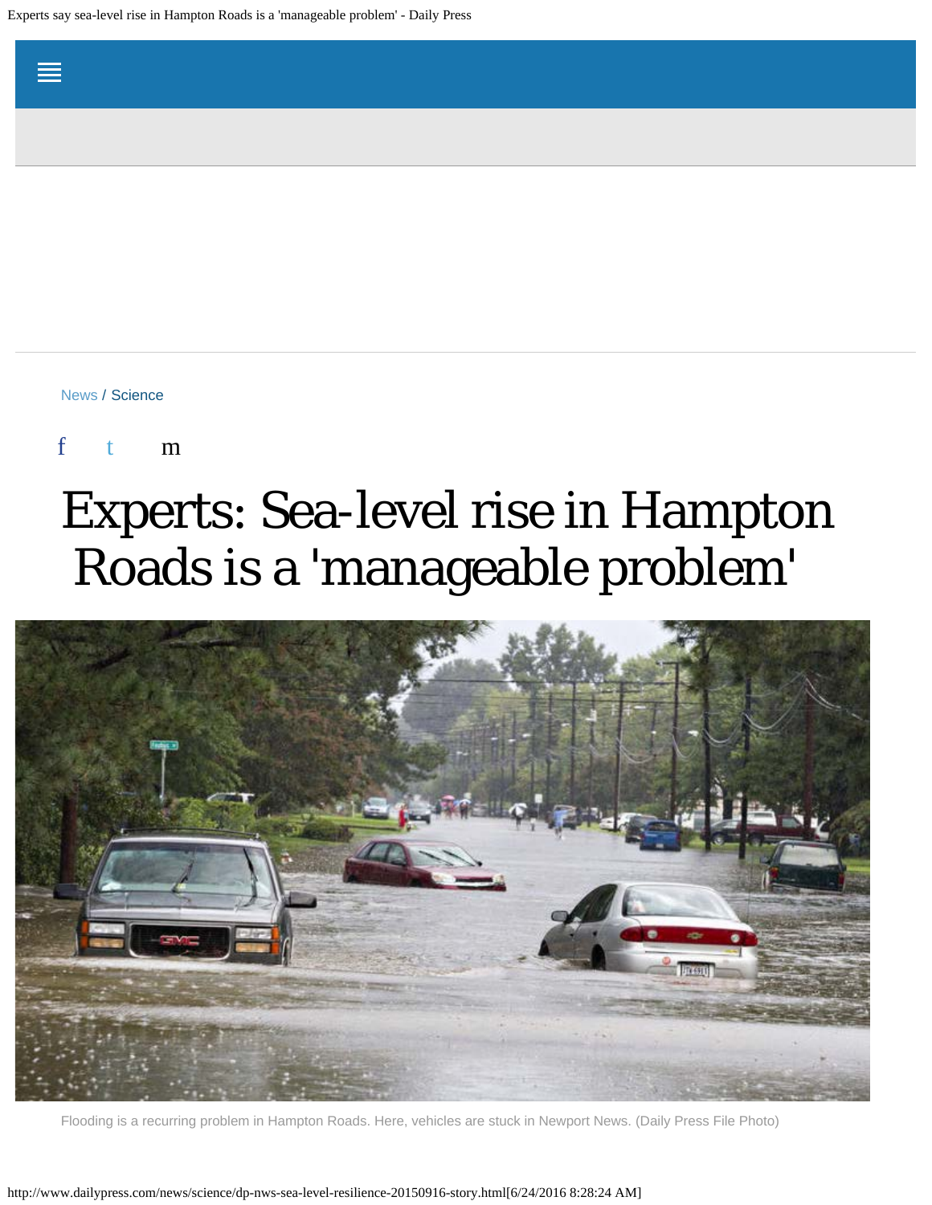News / Science

# Experts: Sea-level rise in Hampton Roads is a 'manageable problem'

Flooding is a recurring problem in Hampton Roads. Here, vehicles are stuck in Newport News. (Daily Press File Photo)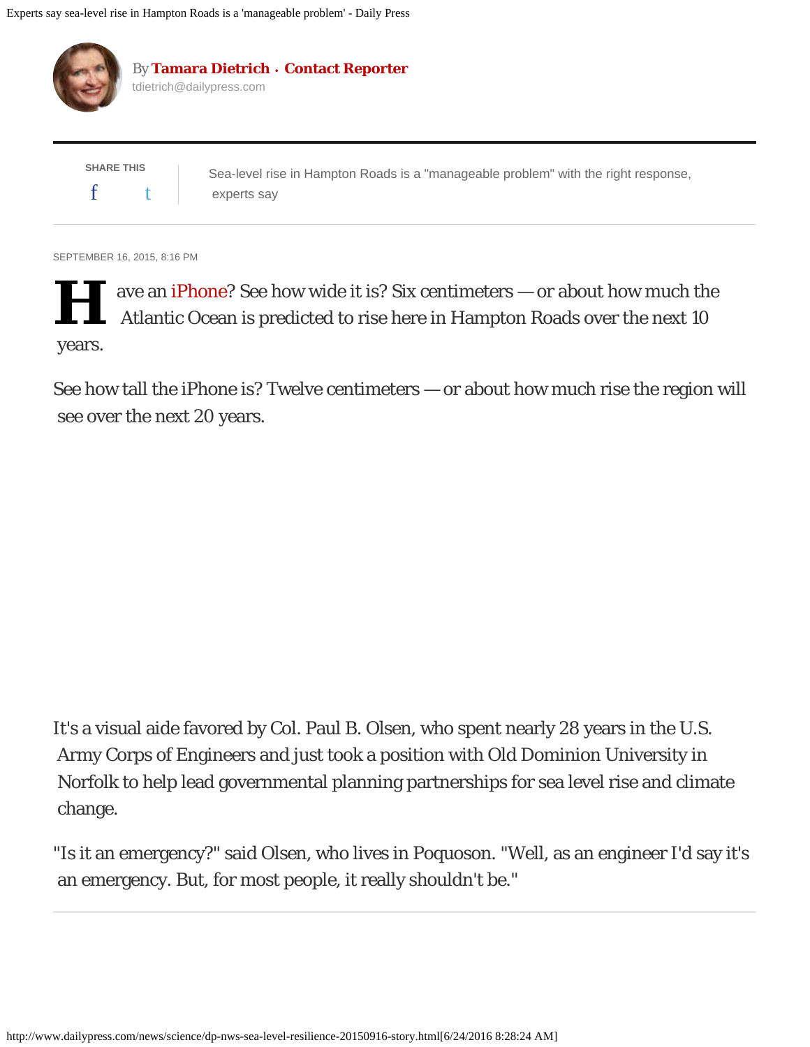By **Tamara Dietrich** · **Contact Reporter**
tdietrich@dailypress.com

SHARE THIS

Sea-level rise in Hampton Roads is a "manageable problem" with the right response, experts say

SEPTEMBER 16, 2015, 8:16 PM

Have an iPhone? See how wide it is? Six centimeters — or about how much the Atlantic Ocean is predicted to rise here in Hampton Roads over the next 10 years.

See how tall the iPhone is? Twelve centimeters — or about how much rise the region will see over the next 20 years.

It's a visual aide favored by Col. Paul B. Olsen, who spent nearly 28 years in the U.S. Army Corps of Engineers and just took a position with Old Dominion University in Norfolk to help lead governmental planning partnerships for sea level rise and climate change.

"Is it an emergency?" said Olsen, who lives in Poquoson. "Well, as an engineer I'd say it's an emergency. But, for most people, it really shouldn't be."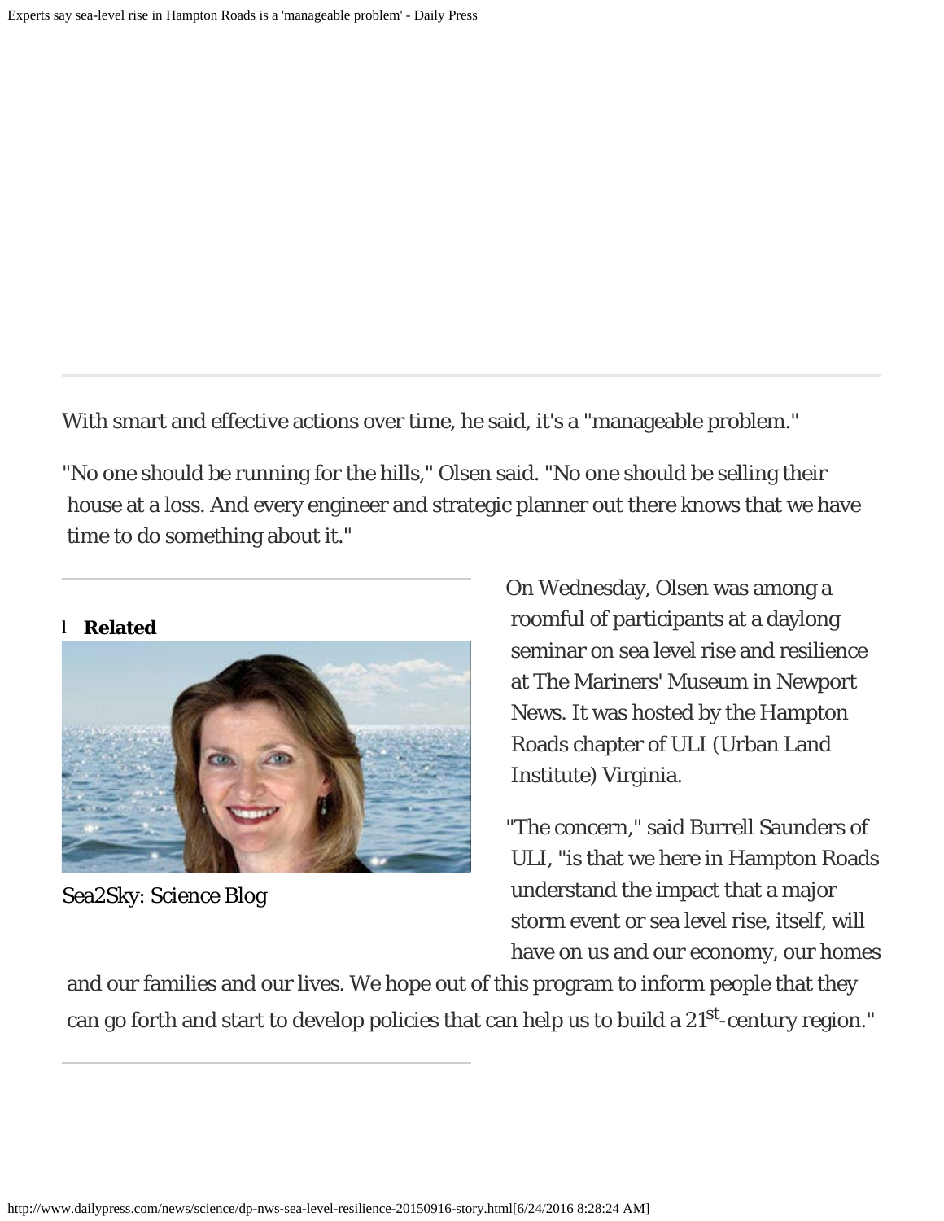With smart and effective actions over time, he said, it's a "manageable problem."

"No one should be running for the hills," Olsen said. "No one should be selling their house at a loss. And every engineer and strategic planner out there knows that we have time to do something about it."

**Related**

Sea2Sky: Science Blog

On Wednesday, Olsen was among a roomful of participants at a daylong seminar on sea level rise and resilience at The Mariners' Museum in Newport News. It was hosted by the Hampton Roads chapter of ULI (Urban Land Institute) Virginia.

"The concern," said Burrell Saunders of ULI, "is that we here in Hampton Roads understand the impact that a major storm event or sea level rise, itself, will have on us and our economy, our homes and our families and our lives. We hope out of this program to inform people that they can go forth and start to develop policies that can help us to build a 21st-century region."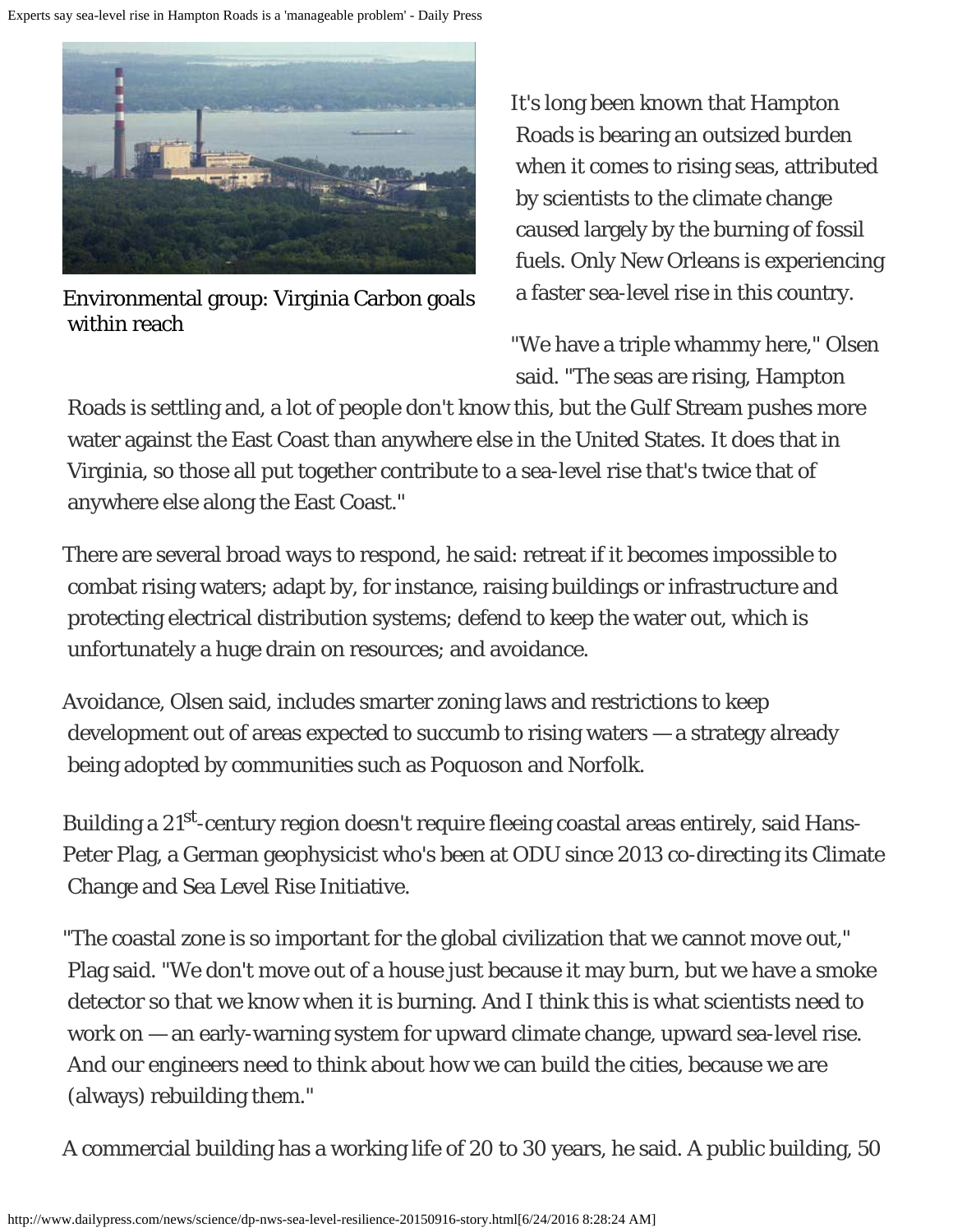Environmental group: Virginia Carbon goals within reach

It's long been known that Hampton Roads is bearing an outsized burden when it comes to rising seas, attributed by scientists to the climate change caused largely by the burning of fossil fuels. Only New Orleans is experiencing a faster sea-level rise in this country.

"We have a triple whammy here," Olsen said. "The seas are rising, Hampton Roads is settling and, a lot of people don't know this, but the Gulf Stream pushes more water against the East Coast than anywhere else in the United States. It does that in Virginia, so those all put together contribute to a sea-level rise that's twice that of anywhere else along the East Coast."

There are several broad ways to respond, he said: retreat if it becomes impossible to combat rising waters; adapt by, for instance, raising buildings or infrastructure and protecting electrical distribution systems; defend to keep the water out, which is unfortunately a huge drain on resources; and avoidance.

Avoidance, Olsen said, includes smarter zoning laws and restrictions to keep development out of areas expected to succumb to rising waters — a strategy already being adopted by communities such as Poquoson and Norfolk.

Building a 21st-century region doesn't require fleeing coastal areas entirely, said Hans-Peter Plag, a German geophysicist who's been at ODU since 2013 co-directing its Climate Change and Sea Level Rise Initiative.

"The coastal zone is so important for the global civilization that we cannot move out," Plag said. "We don't move out of a house just because it may burn, but we have a smoke detector so that we know when it is burning. And I think this is what scientists need to work on — an early-warning system for upward climate change, upward sea-level rise. And our engineers need to think about how we can build the cities, because we are (always) rebuilding them."

A commercial building has a working life of 20 to 30 years, he said. A public building, 50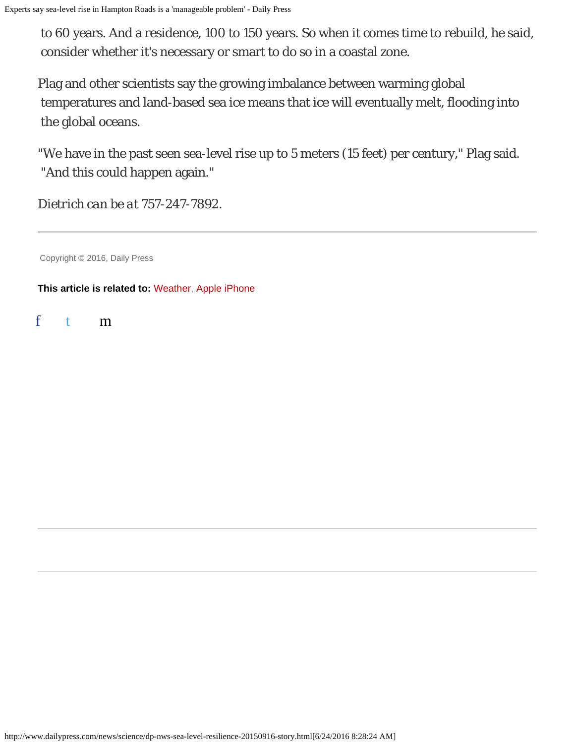to 60 years. And a residence, 100 to 150 years. So when it comes time to rebuild, he said, consider whether it's necessary or smart to do so in a coastal zone.

Plag and other scientists say the growing imbalance between warming global temperatures and land-based sea ice means that ice will eventually melt, flooding into the global oceans.

"We have in the past seen sea-level rise up to 5 meters (15 feet) per century," Plag said. "And this could happen again."

*Dietrich can be at 757-247-7892.*

---

Copyright © 2016, Daily Press

**This article is related to:** Weather, Apple iPhone

f t m